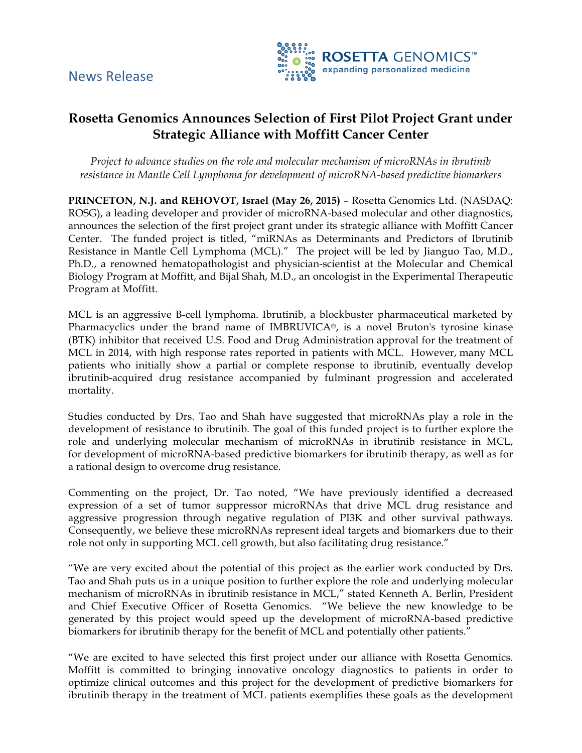News Release

ROSETTA GENOMICS™
expanding personalized medicine

# Rosetta Genomics Announces Selection of First Pilot Project Grant under Strategic Alliance with Moffitt Cancer Center

*Project to advance studies on the role and molecular mechanism of microRNAs in ibrutinib resistance in Mantle Cell Lymphoma for development of microRNA-based predictive biomarkers*

**PRINCETON, N.J. and REHOVOT, Israel (May 26, 2015)** – Rosetta Genomics Ltd. (NASDAQ: ROSG), a leading developer and provider of microRNA-based molecular and other diagnostics, announces the selection of the first project grant under its strategic alliance with Moffitt Cancer Center. The funded project is titled, "miRNAs as Determinants and Predictors of Ibrutinib Resistance in Mantle Cell Lymphoma (MCL)." The project will be led by Jianguo Tao, M.D., Ph.D., a renowned hematopathologist and physician-scientist at the Molecular and Chemical Biology Program at Moffitt, and Bijal Shah, M.D., an oncologist in the Experimental Therapeutic Program at Moffitt.

MCL is an aggressive B-cell lymphoma. Ibrutinib, a blockbuster pharmaceutical marketed by Pharmacyclics under the brand name of IMBRUVICA®, is a novel Bruton's tyrosine kinase (BTK) inhibitor that received U.S. Food and Drug Administration approval for the treatment of MCL in 2014, with high response rates reported in patients with MCL. However, many MCL patients who initially show a partial or complete response to ibrutinib, eventually develop ibrutinib-acquired drug resistance accompanied by fulminant progression and accelerated mortality.

Studies conducted by Drs. Tao and Shah have suggested that microRNAs play a role in the development of resistance to ibrutinib. The goal of this funded project is to further explore the role and underlying molecular mechanism of microRNAs in ibrutinib resistance in MCL, for development of microRNA-based predictive biomarkers for ibrutinib therapy, as well as for a rational design to overcome drug resistance.

Commenting on the project, Dr. Tao noted, "We have previously identified a decreased expression of a set of tumor suppressor microRNAs that drive MCL drug resistance and aggressive progression through negative regulation of PI3K and other survival pathways. Consequently, we believe these microRNAs represent ideal targets and biomarkers due to their role not only in supporting MCL cell growth, but also facilitating drug resistance."

"We are very excited about the potential of this project as the earlier work conducted by Drs. Tao and Shah puts us in a unique position to further explore the role and underlying molecular mechanism of microRNAs in ibrutinib resistance in MCL," stated Kenneth A. Berlin, President and Chief Executive Officer of Rosetta Genomics. "We believe the new knowledge to be generated by this project would speed up the development of microRNA-based predictive biomarkers for ibrutinib therapy for the benefit of MCL and potentially other patients."

"We are excited to have selected this first project under our alliance with Rosetta Genomics. Moffitt is committed to bringing innovative oncology diagnostics to patients in order to optimize clinical outcomes and this project for the development of predictive biomarkers for ibrutinib therapy in the treatment of MCL patients exemplifies these goals as the development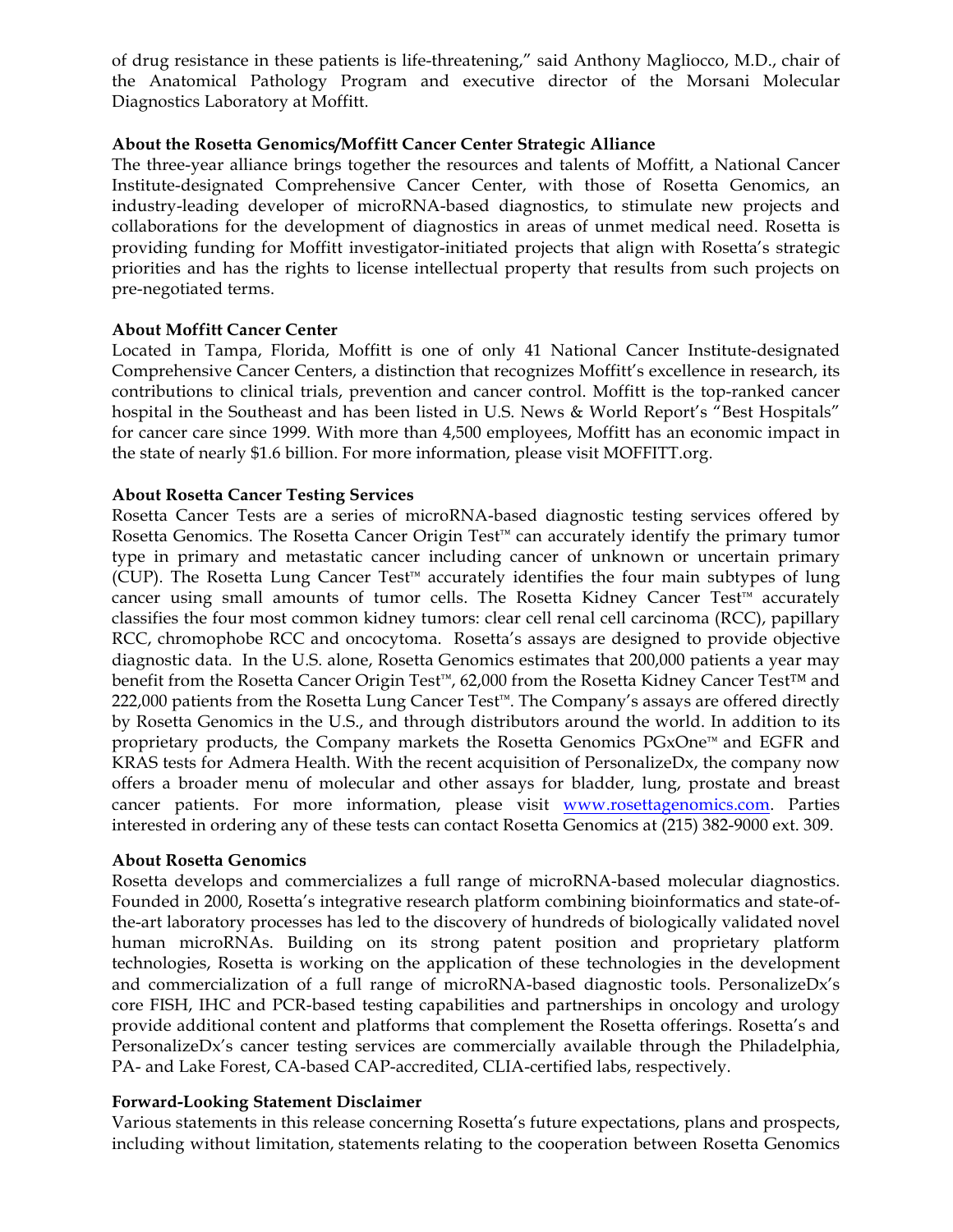of drug resistance in these patients is life-threatening," said Anthony Magliocco, M.D., chair of the Anatomical Pathology Program and executive director of the Morsani Molecular Diagnostics Laboratory at Moffitt.

**About the Rosetta Genomics/Moffitt Cancer Center Strategic Alliance**

The three-year alliance brings together the resources and talents of Moffitt, a National Cancer Institute-designated Comprehensive Cancer Center, with those of Rosetta Genomics, an industry-leading developer of microRNA-based diagnostics, to stimulate new projects and collaborations for the development of diagnostics in areas of unmet medical need. Rosetta is providing funding for Moffitt investigator-initiated projects that align with Rosetta's strategic priorities and has the rights to license intellectual property that results from such projects on pre-negotiated terms.

**About Moffitt Cancer Center**

Located in Tampa, Florida, Moffitt is one of only 41 National Cancer Institute-designated Comprehensive Cancer Centers, a distinction that recognizes Moffitt's excellence in research, its contributions to clinical trials, prevention and cancer control. Moffitt is the top-ranked cancer hospital in the Southeast and has been listed in U.S. News & World Report's "Best Hospitals" for cancer care since 1999. With more than 4,500 employees, Moffitt has an economic impact in the state of nearly $1.6 billion. For more information, please visit MOFFITT.org.

**About Rosetta Cancer Testing Services**

Rosetta Cancer Tests are a series of microRNA-based diagnostic testing services offered by Rosetta Genomics. The Rosetta Cancer Origin Test™ can accurately identify the primary tumor type in primary and metastatic cancer including cancer of unknown or uncertain primary (CUP). The Rosetta Lung Cancer Test™ accurately identifies the four main subtypes of lung cancer using small amounts of tumor cells. The Rosetta Kidney Cancer Test™ accurately classifies the four most common kidney tumors: clear cell renal cell carcinoma (RCC), papillary RCC, chromophobe RCC and oncocytoma. Rosetta's assays are designed to provide objective diagnostic data. In the U.S. alone, Rosetta Genomics estimates that 200,000 patients a year may benefit from the Rosetta Cancer Origin Test™, 62,000 from the Rosetta Kidney Cancer Test™ and 222,000 patients from the Rosetta Lung Cancer Test™. The Company's assays are offered directly by Rosetta Genomics in the U.S., and through distributors around the world. In addition to its proprietary products, the Company markets the Rosetta Genomics PGxOne™ and EGFR and KRAS tests for Admera Health. With the recent acquisition of PersonalizeDx, the company now offers a broader menu of molecular and other assays for bladder, lung, prostate and breast cancer patients. For more information, please visit [www.rosettagenomics.com](http://www.rosettagenomics.com). Parties interested in ordering any of these tests can contact Rosetta Genomics at (215) 382-9000 ext. 309.

**About Rosetta Genomics**

Rosetta develops and commercializes a full range of microRNA-based molecular diagnostics. Founded in 2000, Rosetta's integrative research platform combining bioinformatics and state-of-the-art laboratory processes has led to the discovery of hundreds of biologically validated novel human microRNAs. Building on its strong patent position and proprietary platform technologies, Rosetta is working on the application of these technologies in the development and commercialization of a full range of microRNA-based diagnostic tools. PersonalizeDx's core FISH, IHC and PCR-based testing capabilities and partnerships in oncology and urology provide additional content and platforms that complement the Rosetta offerings. Rosetta's and PersonalizeDx's cancer testing services are commercially available through the Philadelphia, PA- and Lake Forest, CA-based CAP-accredited, CLIA-certified labs, respectively.

**Forward-Looking Statement Disclaimer**

Various statements in this release concerning Rosetta's future expectations, plans and prospects, including without limitation, statements relating to the cooperation between Rosetta Genomics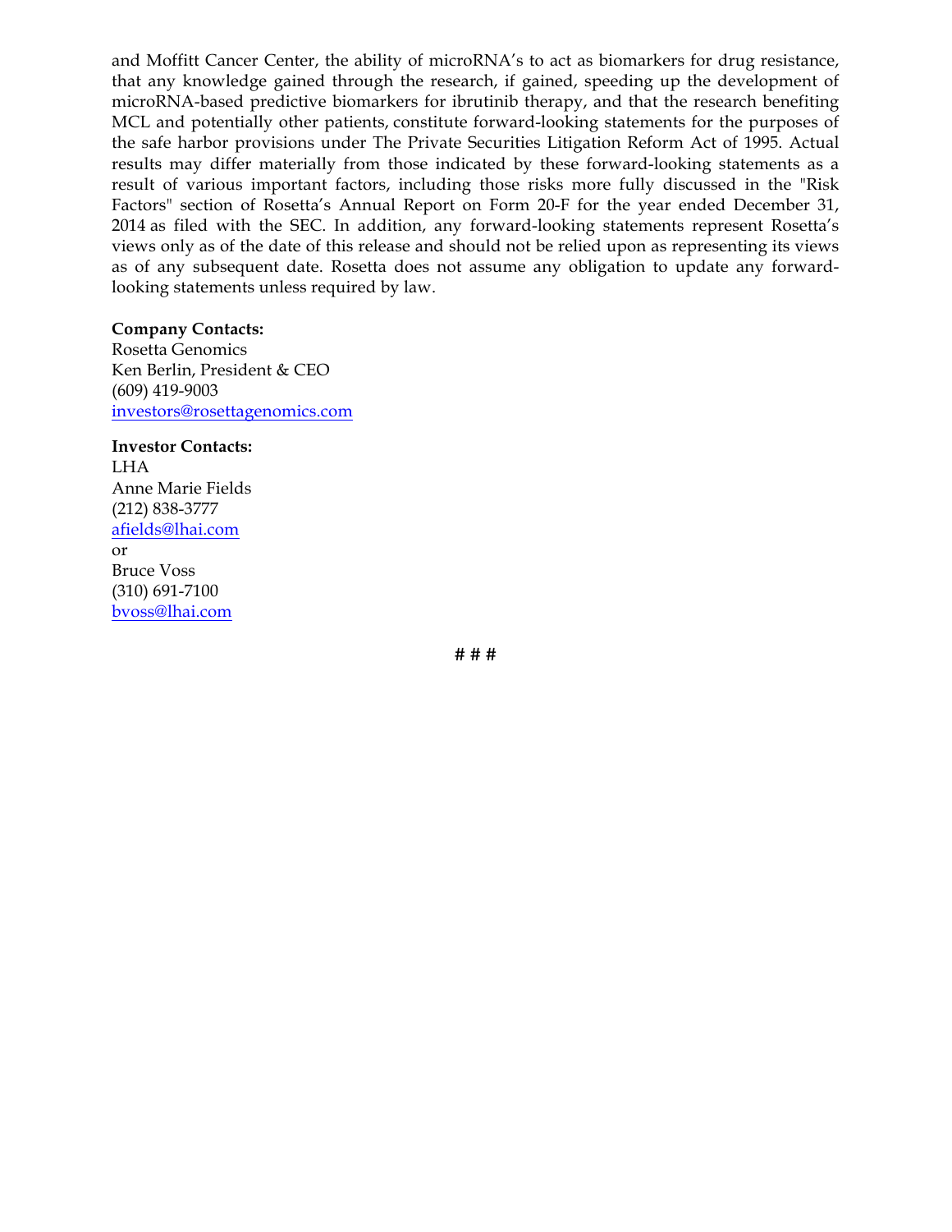and Moffitt Cancer Center, the ability of microRNA's to act as biomarkers for drug resistance, that any knowledge gained through the research, if gained, speeding up the development of microRNA-based predictive biomarkers for ibrutinib therapy, and that the research benefiting MCL and potentially other patients, constitute forward-looking statements for the purposes of the safe harbor provisions under The Private Securities Litigation Reform Act of 1995. Actual results may differ materially from those indicated by these forward-looking statements as a result of various important factors, including those risks more fully discussed in the "Risk Factors" section of Rosetta's Annual Report on Form 20-F for the year ended December 31, 2014 as filed with the SEC. In addition, any forward-looking statements represent Rosetta's views only as of the date of this release and should not be relied upon as representing its views as of any subsequent date. Rosetta does not assume any obligation to update any forward-looking statements unless required by law.

**Company Contacts:**
Rosetta Genomics
Ken Berlin, President & CEO
(609) 419-9003
investors@rosettagenomics.com

**Investor Contacts:**
LHA
Anne Marie Fields
(212) 838-3777
afields@lhai.com
or
Bruce Voss
(310) 691-7100
bvoss@lhai.com

# # #